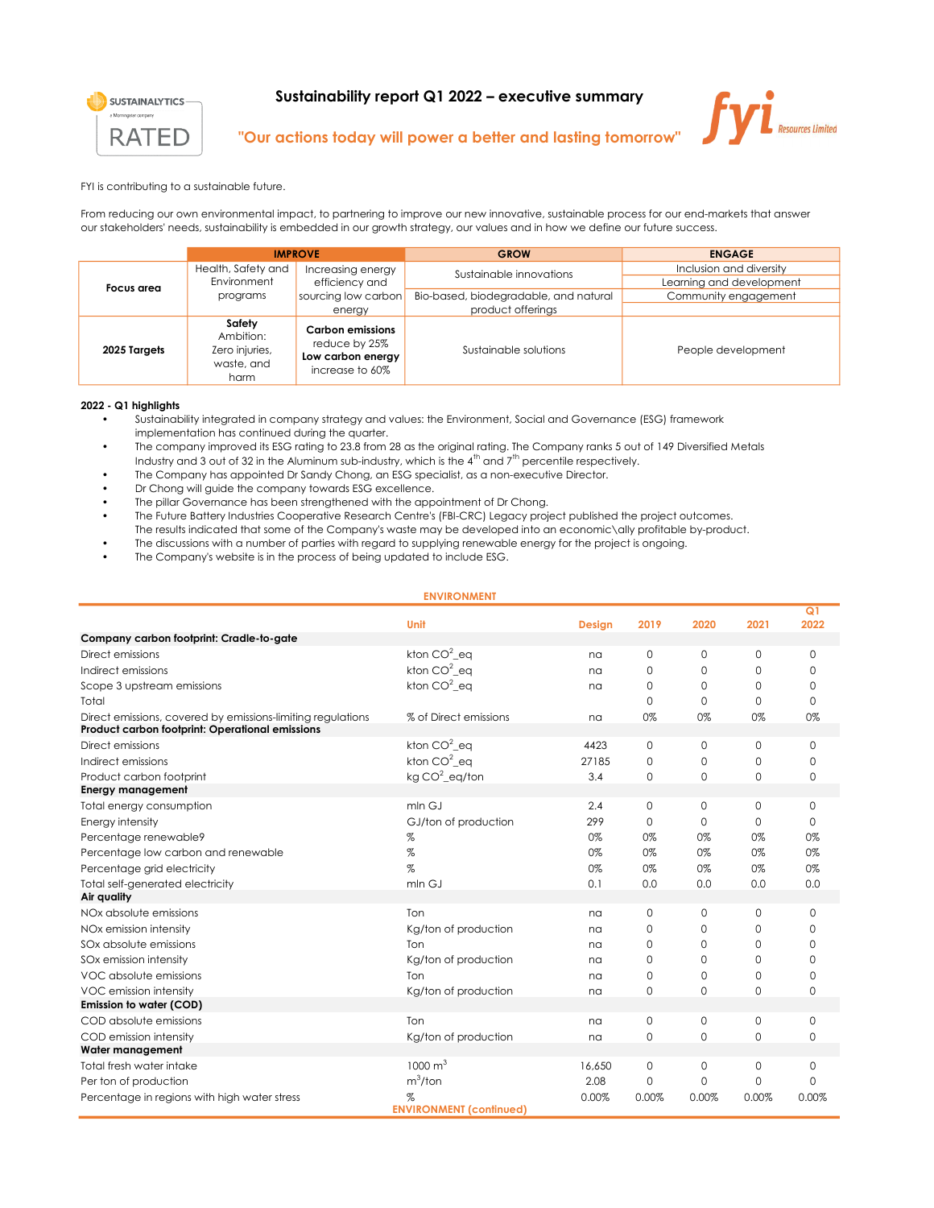SUSTAINALYTICS a Morningstar company RATED

# Sustainability report Q1 2022 – executive summary

## "Our actions today will power a better and lasting tomorrow"

fyi Resources Limited

FYI is contributing to a sustainable future.

From reducing our own environmental impact, to partnering to improve our new innovative, sustainable process for our end-markets that answer our stakeholders' needs, sustainability is embedded in our growth strategy, our values and in how we define our future success.

| | IMPROVE | | GROW | ENGAGE |
|---|---|---|---|---|
| **Focus area** | Health, Safety and Environment programs | Increasing energy efficiency and sourcing low carbon energy | Sustainable innovations<br>Bio-based, biodegradable, and natural product offerings | Inclusion and diversity<br>Learning and development<br>Community engagement |
| **2025 Targets** | **Safety** Ambition: Zero injuries, waste, and harm | **Carbon emissions** reduce by 25%<br>**Low carbon energy** increase to 60% | Sustainable solutions | People development |

**2022 - Q1 highlights**

- Sustainability integrated in company strategy and values: the Environment, Social and Governance (ESG) framework implementation has continued during the quarter.
- The company improved its ESG rating to 23.8 from 28 as the original rating. The Company ranks 5 out of 149 Diversified Metals Industry and 3 out of 32 in the Aluminum sub-industry, which is the 4th and 7th percentile respectively.
- The Company has appointed Dr Sandy Chong, an ESG specialist, as a non-executive Director.
- Dr Chong will guide the company towards ESG excellence.
- The pillar Governance has been strengthened with the appointment of Dr Chong.
- The Future Battery Industries Cooperative Research Centre's (FBI-CRC) Legacy project published the project outcomes. The results indicated that some of the Company's waste may be developed into an economic\ally profitable by-product.
- The discussions with a number of parties with regard to supplying renewable energy for the project is ongoing.
- The Company's website is in the process of being updated to include ESG.

**ENVIRONMENT**

| | Unit | Design | 2019 | 2020 | 2021 | Q1 2022 |
|---|---|---|---|---|---|---|
| **Company carbon footprint: Cradle-to-gate** | | | | | | |
| Direct emissions | kton $CO^2$_eq | na | 0 | 0 | 0 | 0 |
| Indirect emissions | kton $CO^2$_eq | na | 0 | 0 | 0 | 0 |
| Scope 3 upstream emissions | kton $CO^2$_eq | na | 0 | 0 | 0 | 0 |
| Total | | | 0 | 0 | 0 | 0 |
| Direct emissions, covered by emissions-limiting regulations | % of Direct emissions | na | 0% | 0% | 0% | 0% |
| **Product carbon footprint: Operational emissions** | | | | | | |
| Direct emissions | kton $CO^2$_eq | 4423 | 0 | 0 | 0 | 0 |
| Indirect emissions | kton $CO^2$_eq | 27185 | 0 | 0 | 0 | 0 |
| Product carbon footprint | kg $CO^2$_eq/ton | 3.4 | 0 | 0 | 0 | 0 |
| **Energy management** | | | | | | |
| Total energy consumption | mln GJ | 2.4 | 0 | 0 | 0 | 0 |
| Energy intensity | GJ/ton of production | 299 | 0 | 0 | 0 | 0 |
| Percentage renewable9 | % | 0% | 0% | 0% | 0% | 0% |
| Percentage low carbon and renewable | % | 0% | 0% | 0% | 0% | 0% |
| Percentage grid electricity | % | 0% | 0% | 0% | 0% | 0% |
| Total self-generated electricity | mln GJ | 0.1 | 0.0 | 0.0 | 0.0 | 0.0 |
| **Air quality** | | | | | | |
| NOx absolute emissions | Ton | na | 0 | 0 | 0 | 0 |
| NOx emission intensity | Kg/ton of production | na | 0 | 0 | 0 | 0 |
| SOx absolute emissions | Ton | na | 0 | 0 | 0 | 0 |
| SOx emission intensity | Kg/ton of production | na | 0 | 0 | 0 | 0 |
| VOC absolute emissions | Ton | na | 0 | 0 | 0 | 0 |
| VOC emission intensity | Kg/ton of production | na | 0 | 0 | 0 | 0 |
| **Emission to water (COD)** | | | | | | |
| COD absolute emissions | Ton | na | 0 | 0 | 0 | 0 |
| COD emission intensity | Kg/ton of production | na | 0 | 0 | 0 | 0 |
| **Water management** | | | | | | |
| Total fresh water intake | 1000 $m^3$ | 16,650 | 0 | 0 | 0 | 0 |
| Per ton of production | $m^3$/ton | 2.08 | 0 | 0 | 0 | 0 |
| Percentage in regions with high water stress | % | 0.00% | 0.00% | 0.00% | 0.00% | 0.00% |

**ENVIRONMENT (continued)**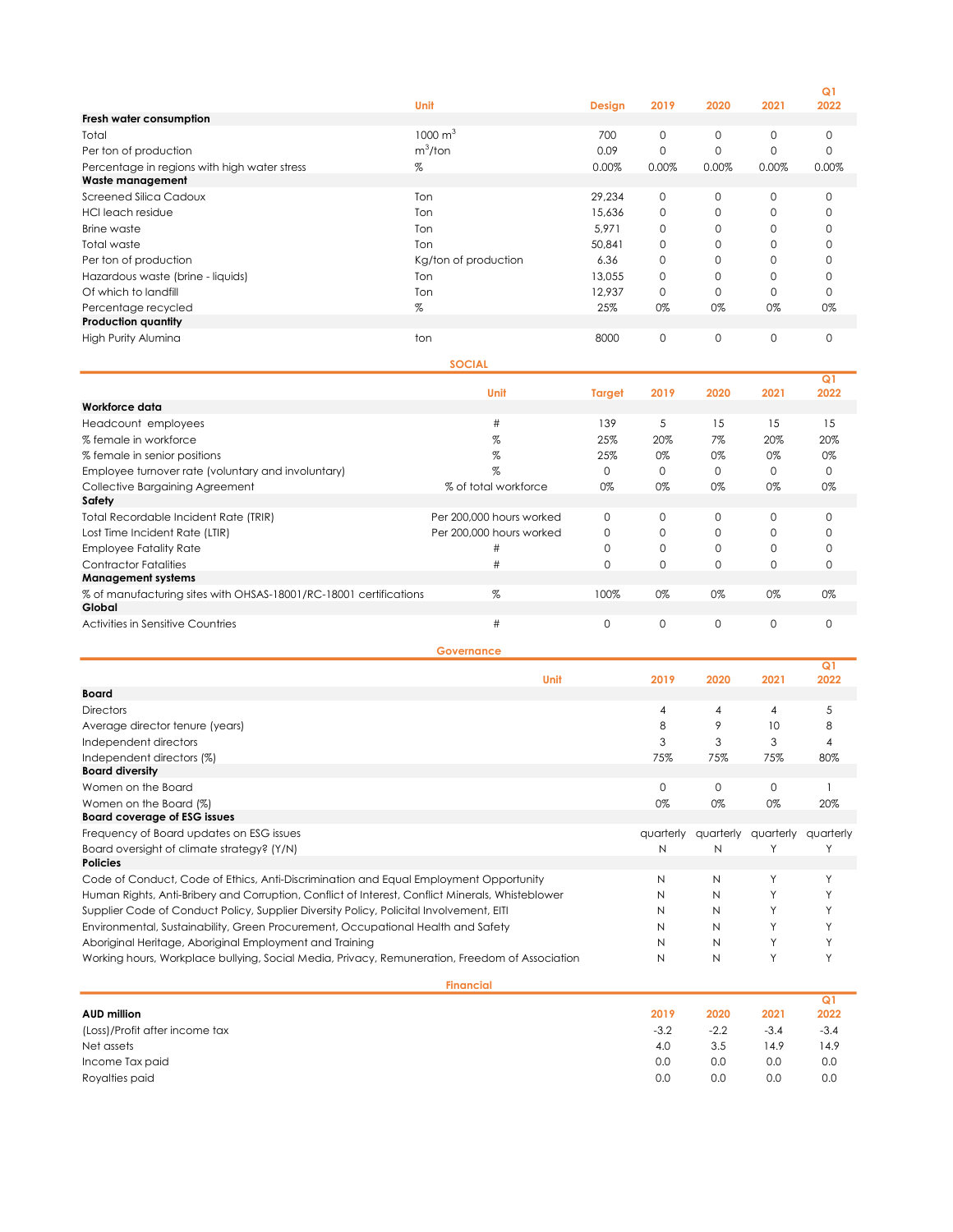| | Unit | Design | 2019 | 2020 | 2021 | Q1 2022 |
|---|---|---|---|---|---|---|
| **Fresh water consumption** | | | | | | |
| Total | 1000 $m^3$ | 700 | 0 | 0 | 0 | 0 |
| Per ton of production | $m^3$/ton | 0.09 | 0 | 0 | 0 | 0 |
| Percentage in regions with high water stress | % | 0.00% | 0.00% | 0.00% | 0.00% | 0.00% |
| **Waste management** | | | | | | |
| Screened Silica Cadoux | Ton | 29,234 | 0 | 0 | 0 | 0 |
| HCl leach residue | Ton | 15,636 | 0 | 0 | 0 | 0 |
| Brine waste | Ton | 5,971 | 0 | 0 | 0 | 0 |
| Total waste | Ton | 50,841 | 0 | 0 | 0 | 0 |
| Per ton of production | Kg/ton of production | 6.36 | 0 | 0 | 0 | 0 |
| Hazardous waste (brine - liquids) | Ton | 13,055 | 0 | 0 | 0 | 0 |
| Of which to landfill | Ton | 12,937 | 0 | 0 | 0 | 0 |
| Percentage recycled | % | 25% | 0% | 0% | 0% | 0% |
| **Production quantity** | | | | | | |
| High Purity Alumina | ton | 8000 | 0 | 0 | 0 | 0 |

## SOCIAL

| | Unit | Target | 2019 | 2020 | 2021 | Q1 2022 |
|---|---|---|---|---|---|---|
| **Workforce data** | | | | | | |
| Headcount employees | # | 139 | 5 | 15 | 15 | 15 |
| % female in workforce | % | 25% | 20% | 7% | 20% | 20% |
| % female in senior positions | % | 25% | 0% | 0% | 0% | 0% |
| Employee turnover rate (voluntary and involuntary) | % | 0 | 0 | 0 | 0 | 0 |
| Collective Bargaining Agreement | % of total workforce | 0% | 0% | 0% | 0% | 0% |
| **Safety** | | | | | | |
| Total Recordable Incident Rate (TRIR) | Per 200,000 hours worked | 0 | 0 | 0 | 0 | 0 |
| Lost Time Incident Rate (LTIR) | Per 200,000 hours worked | 0 | 0 | 0 | 0 | 0 |
| Employee Fatality Rate | # | 0 | 0 | 0 | 0 | 0 |
| Contractor Fatalities | # | 0 | 0 | 0 | 0 | 0 |
| **Management systems** | | | | | | |
| % of manufacturing sites with OHSAS-18001/RC-18001 certifications | % | 100% | 0% | 0% | 0% | 0% |
| **Global** | | | | | | |
| Activities in Sensitive Countries | # | 0 | 0 | 0 | 0 | 0 |

## Governance

| | Unit | 2019 | 2020 | 2021 | Q1 2022 |
|---|---|---|---|---|---|
| **Board** | | | | | |
| Directors | | 4 | 4 | 4 | 5 |
| Average director tenure (years) | | 8 | 9 | 10 | 8 |
| Independent directors | | 3 | 3 | 3 | 4 |
| Independent directors (%) | | 75% | 75% | 75% | 80% |
| **Board diversity** | | | | | |
| Women on the Board | | 0 | 0 | 0 | 1 |
| Women on the Board (%) | | 0% | 0% | 0% | 20% |
| **Board coverage of ESG issues** | | | | | |
| Frequency of Board updates on ESG issues | | quarterly | quarterly | quarterly | quarterly |
| Board oversight of climate strategy? (Y/N) | | N | N | Y | Y |
| **Policies** | | | | | |
| Code of Conduct, Code of Ethics, Anti-Discrimination and Equal Employment Opportunity | | N | N | Y | Y |
| Human Rights, Anti-Bribery and Corruption, Conflict of Interest, Conflict Minerals, Whisteblower | | N | N | Y | Y |
| Supplier Code of Conduct Policy, Supplier Diversity Policy, Policital Involvement, EITI | | N | N | Y | Y |
| Environmental, Sustainability, Green Procurement, Occupational Health and Safety | | N | N | Y | Y |
| Aboriginal Heritage, Aboriginal Employment and Training | | N | N | Y | Y |
| Working hours, Workplace bullying, Social Media, Privacy, Remuneration, Freedom of Association | | N | N | Y | Y |

## Financial

| **AUD million** | 2019 | 2020 | 2021 | Q1 2022 |
|---|---|---|---|---|
| (Loss)/Profit after income tax | -3.2 | -2.2 | -3.4 | -3.4 |
| Net assets | 4.0 | 3.5 | 14.9 | 14.9 |
| Income Tax paid | 0.0 | 0.0 | 0.0 | 0.0 |
| Royalties paid | 0.0 | 0.0 | 0.0 | 0.0 |